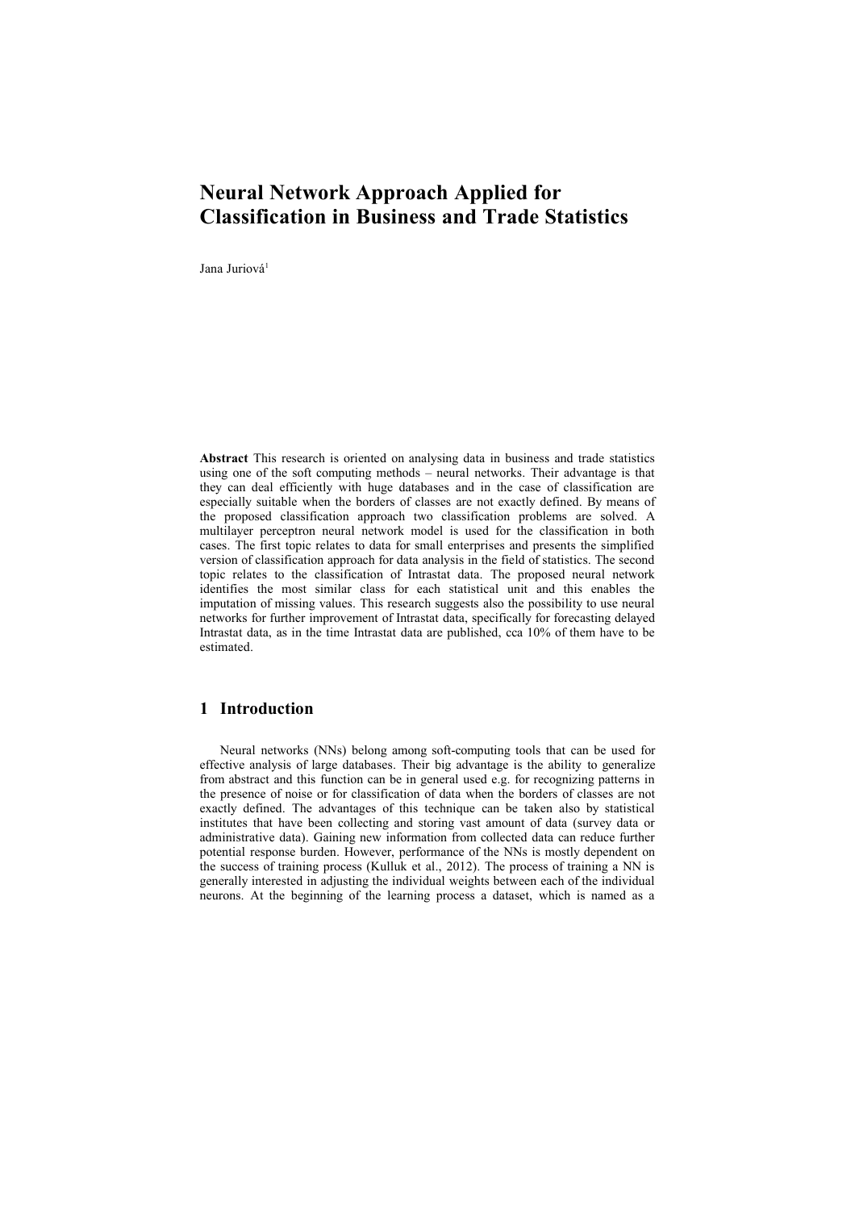# Neural Network Approach Applied for Classification in Business and Trade Statistics

Jana Juriová[1]

**Abstract** This research is oriented on analysing data in business and trade statistics using one of the soft computing methods – neural networks. Their advantage is that they can deal efficiently with huge databases and in the case of classification are especially suitable when the borders of classes are not exactly defined. By means of the proposed classification approach two classification problems are solved. A multilayer perceptron neural network model is used for the classification in both cases. The first topic relates to data for small enterprises and presents the simplified version of classification approach for data analysis in the field of statistics. The second topic relates to the classification of Intrastat data. The proposed neural network identifies the most similar class for each statistical unit and this enables the imputation of missing values. This research suggests also the possibility to use neural networks for further improvement of Intrastat data, specifically for forecasting delayed Intrastat data, as in the time Intrastat data are published, cca 10% of them have to be estimated.

## 1 Introduction

Neural networks (NNs) belong among soft-computing tools that can be used for effective analysis of large databases. Their big advantage is the ability to generalize from abstract and this function can be in general used e.g. for recognizing patterns in the presence of noise or for classification of data when the borders of classes are not exactly defined. The advantages of this technique can be taken also by statistical institutes that have been collecting and storing vast amount of data (survey data or administrative data). Gaining new information from collected data can reduce further potential response burden. However, performance of the NNs is mostly dependent on the success of training process (Kulluk et al., 2012). The process of training a NN is generally interested in adjusting the individual weights between each of the individual neurons. At the beginning of the learning process a dataset, which is named as a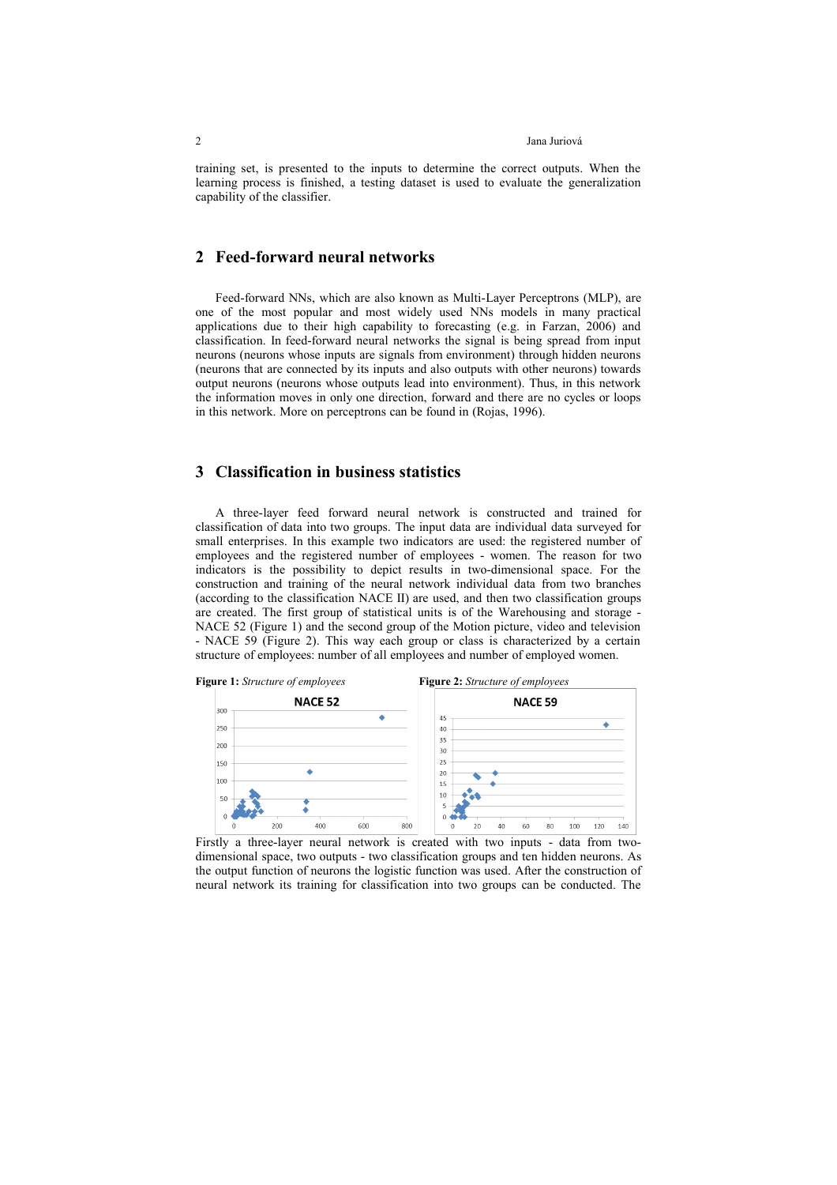training set, is presented to the inputs to determine the correct outputs. When the learning process is finished, a testing dataset is used to evaluate the generalization capability of the classifier.

## 2 Feed-forward neural networks

Feed-forward NNs, which are also known as Multi-Layer Perceptrons (MLP), are one of the most popular and most widely used NNs models in many practical applications due to their high capability to forecasting (e.g. in Farzan, 2006) and classification. In feed-forward neural networks the signal is being spread from input neurons (neurons whose inputs are signals from environment) through hidden neurons (neurons that are connected by its inputs and also outputs with other neurons) towards output neurons (neurons whose outputs lead into environment). Thus, in this network the information moves in only one direction, forward and there are no cycles or loops in this network. More on perceptrons can be found in (Rojas, 1996).

## 3 Classification in business statistics

A three-layer feed forward neural network is constructed and trained for classification of data into two groups. The input data are individual data surveyed for small enterprises. In this example two indicators are used: the registered number of employees and the registered number of employees - women. The reason for two indicators is the possibility to depict results in two-dimensional space. For the construction and training of the neural network individual data from two branches (according to the classification NACE II) are used, and then two classification groups are created. The first group of statistical units is of the Warehousing and storage - NACE 52 (Figure 1) and the second group of the Motion picture, video and television - NACE 59 (Figure 2). This way each group or class is characterized by a certain structure of employees: number of all employees and number of employed women.

**Figure 1:** *Structure of employees*

**Figure 2:** *Structure of employees*

Firstly a three-layer neural network is created with two inputs - data from two-dimensional space, two outputs - two classification groups and ten hidden neurons. As the output function of neurons the logistic function was used. After the construction of neural network its training for classification into two groups can be conducted. The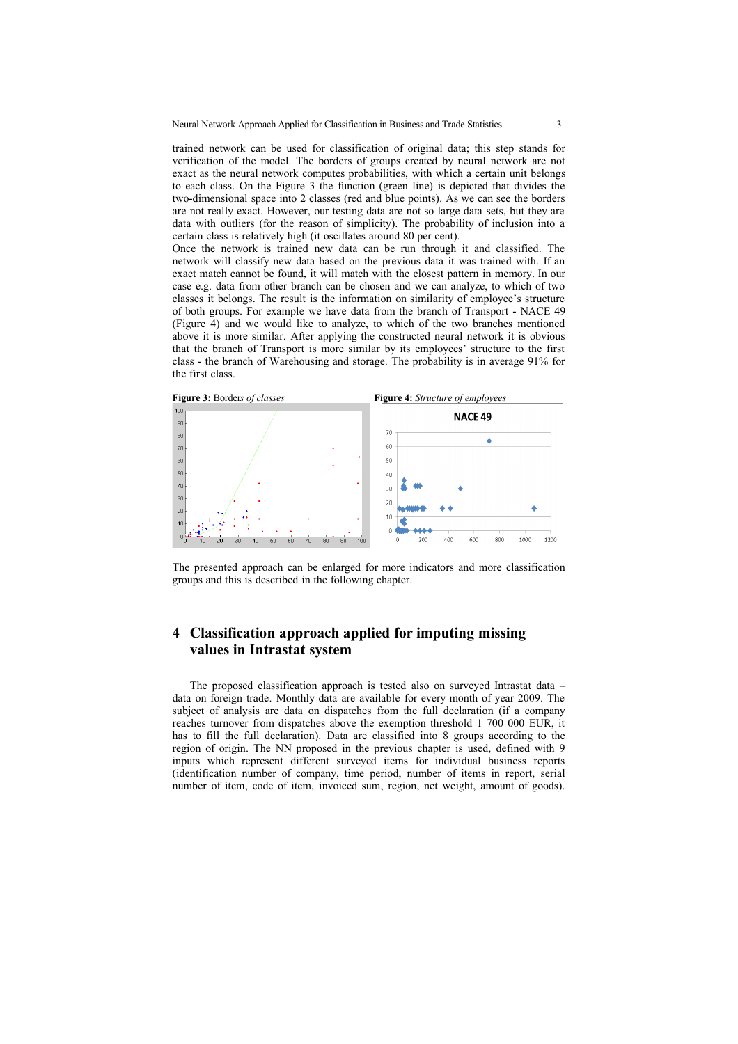trained network can be used for classification of original data; this step stands for verification of the model. The borders of groups created by neural network are not exact as the neural network computes probabilities, with which a certain unit belongs to each class. On the Figure 3 the function (green line) is depicted that divides the two-dimensional space into 2 classes (red and blue points). As we can see the borders are not really exact. However, our testing data are not so large data sets, but they are data with outliers (for the reason of simplicity). The probability of inclusion into a certain class is relatively high (it oscillates around 80 per cent).
Once the network is trained new data can be run through it and classified. The network will classify new data based on the previous data it was trained with. If an exact match cannot be found, it will match with the closest pattern in memory. In our case e.g. data from other branch can be chosen and we can analyze, to which of two classes it belongs. The result is the information on similarity of employee's structure of both groups. For example we have data from the branch of Transport - NACE 49 (Figure 4) and we would like to analyze, to which of the two branches mentioned above it is more similar. After applying the constructed neural network it is obvious that the branch of Transport is more similar by its employees' structure to the first class - the branch of Warehousing and storage. The probability is in average 91% for the first class.

**Figure 3:** Borders *of classes*

**Figure 4:** *Structure of employees*

The presented approach can be enlarged for more indicators and more classification groups and this is described in the following chapter.

## 4 Classification approach applied for imputing missing values in Intrastat system

The proposed classification approach is tested also on surveyed Intrastat data – data on foreign trade. Monthly data are available for every month of year 2009. The subject of analysis are data on dispatches from the full declaration (if a company reaches turnover from dispatches above the exemption threshold 1 700 000 EUR, it has to fill the full declaration). Data are classified into 8 groups according to the region of origin. The NN proposed in the previous chapter is used, defined with 9 inputs which represent different surveyed items for individual business reports (identification number of company, time period, number of items in report, serial number of item, code of item, invoiced sum, region, net weight, amount of goods).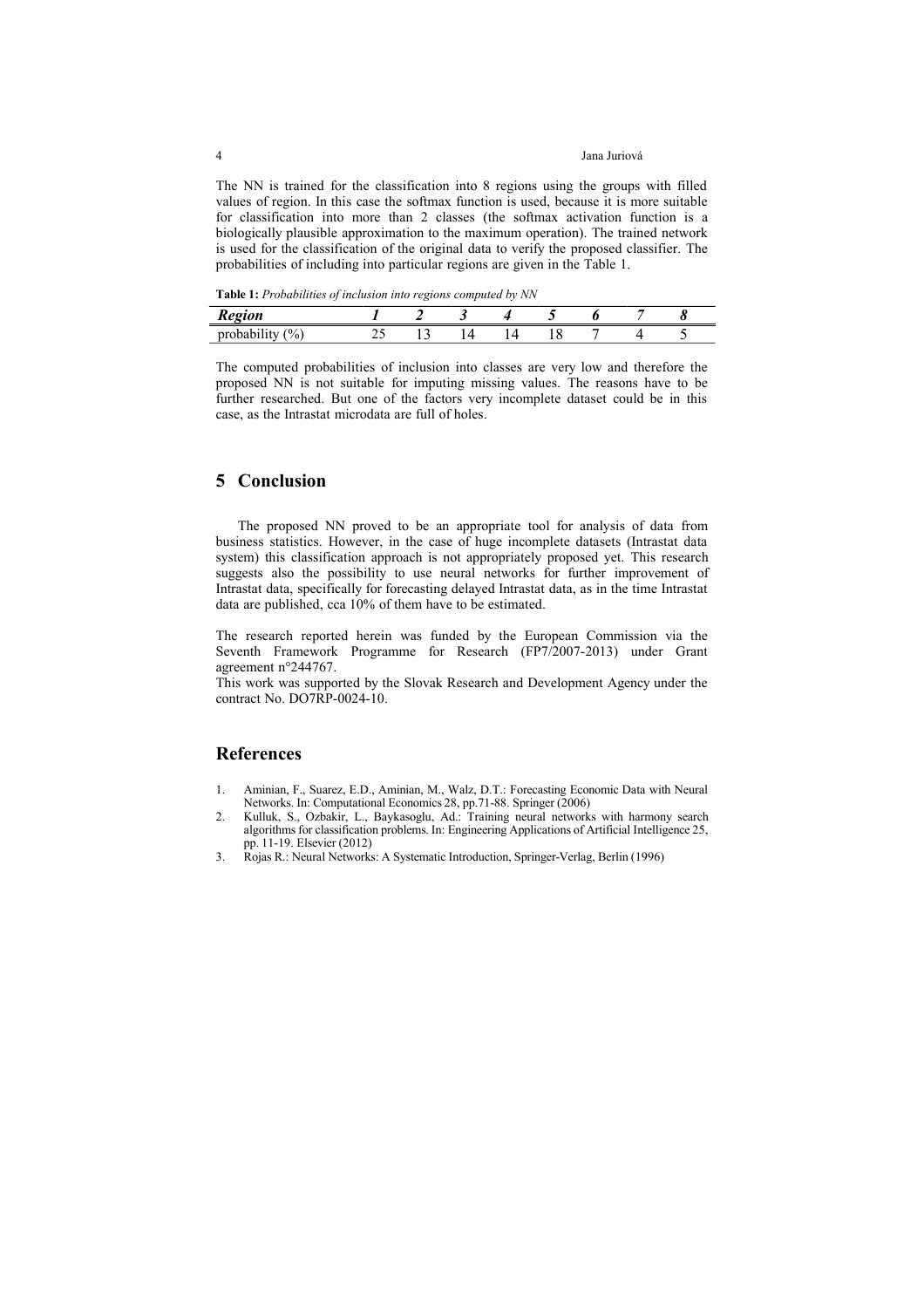The NN is trained for the classification into 8 regions using the groups with filled values of region. In this case the softmax function is used, because it is more suitable for classification into more than 2 classes (the softmax activation function is a biologically plausible approximation to the maximum operation). The trained network is used for the classification of the original data to verify the proposed classifier. The probabilities of including into particular regions are given in the Table 1.

**Table 1:** *Probabilities of inclusion into regions computed by NN*

| *Region* | *1* | *2* | *3* | *4* | *5* | *6* | *7* | *8* |
|---|---|---|---|---|---|---|---|---|
| probability (%) | 25 | 13 | 14 | 14 | 18 | 7 | 4 | 5 |

The computed probabilities of inclusion into classes are very low and therefore the proposed NN is not suitable for imputing missing values. The reasons have to be further researched. But one of the factors very incomplete dataset could be in this case, as the Intrastat microdata are full of holes.

## 5 Conclusion

The proposed NN proved to be an appropriate tool for analysis of data from business statistics. However, in the case of huge incomplete datasets (Intrastat data system) this classification approach is not appropriately proposed yet. This research suggests also the possibility to use neural networks for further improvement of Intrastat data, specifically for forecasting delayed Intrastat data, as in the time Intrastat data are published, cca 10% of them have to be estimated.

The research reported herein was funded by the European Commission via the Seventh Framework Programme for Research (FP7/2007-2013) under Grant agreement n°244767.
This work was supported by the Slovak Research and Development Agency under the contract No. DO7RP-0024-10.

## References

1. Aminian, F., Suarez, E.D., Aminian, M., Walz, D.T.: Forecasting Economic Data with Neural Networks. In: Computational Economics 28, pp.71-88. Springer (2006)
2. Kulluk, S., Ozbakir, L., Baykasoglu, Ad.: Training neural networks with harmony search algorithms for classification problems. In: Engineering Applications of Artificial Intelligence 25, pp. 11-19. Elsevier (2012)
3. Rojas R.: Neural Networks: A Systematic Introduction, Springer-Verlag, Berlin (1996)